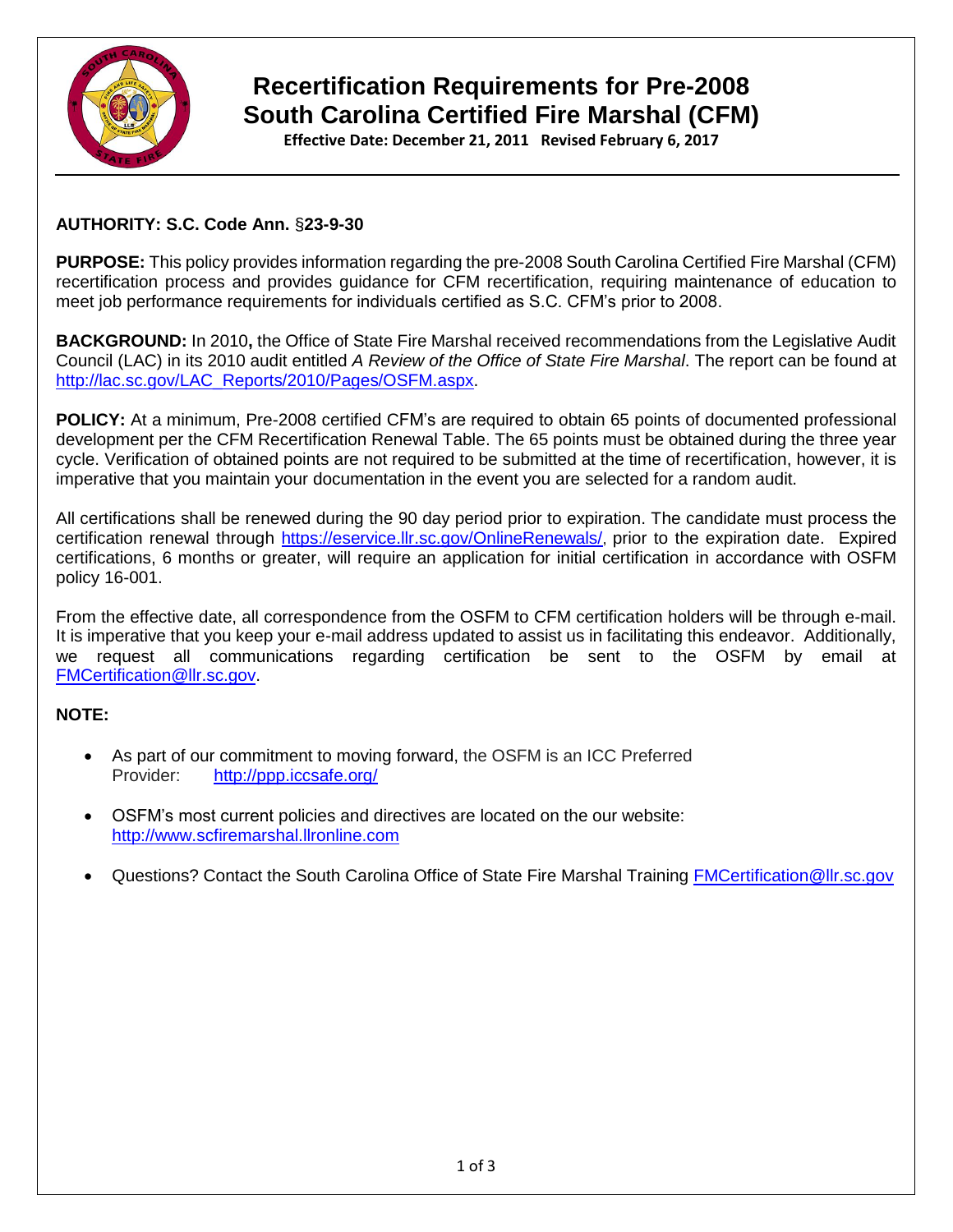# Recertification Requirements for Pre-2008 South Carolina Certified Fire Marshal (CFM)

**Effective Date: December 21, 2011 Revised February 6, 2017**

**AUTHORITY: S.C. Code Ann. §23-9-30**

**PURPOSE:** This policy provides information regarding the pre-2008 South Carolina Certified Fire Marshal (CFM) recertification process and provides guidance for CFM recertification, requiring maintenance of education to meet job performance requirements for individuals certified as S.C. CFM's prior to 2008.

**BACKGROUND:** In 2010**,** the Office of State Fire Marshal received recommendations from the Legislative Audit Council (LAC) in its 2010 audit entitled *A Review of the Office of State Fire Marshal*. The report can be found at http://lac.sc.gov/LAC_Reports/2010/Pages/OSFM.aspx.

**POLICY:** At a minimum, Pre-2008 certified CFM's are required to obtain 65 points of documented professional development per the CFM Recertification Renewal Table. The 65 points must be obtained during the three year cycle. Verification of obtained points are not required to be submitted at the time of recertification, however, it is imperative that you maintain your documentation in the event you are selected for a random audit.

All certifications shall be renewed during the 90 day period prior to expiration. The candidate must process the certification renewal through https://eservice.llr.sc.gov/OnlineRenewals/, prior to the expiration date. Expired certifications, 6 months or greater, will require an application for initial certification in accordance with OSFM policy 16-001.

From the effective date, all correspondence from the OSFM to CFM certification holders will be through e-mail. It is imperative that you keep your e-mail address updated to assist us in facilitating this endeavor. Additionally, we request all communications regarding certification be sent to the OSFM by email at FMCertification@llr.sc.gov.

**NOTE:**

- As part of our commitment to moving forward, the OSFM is an ICC Preferred Provider: http://ppp.iccsafe.org/
- OSFM's most current policies and directives are located on the our website: http://www.scfiremarshal.llronline.com
- Questions? Contact the South Carolina Office of State Fire Marshal Training FMCertification@llr.sc.gov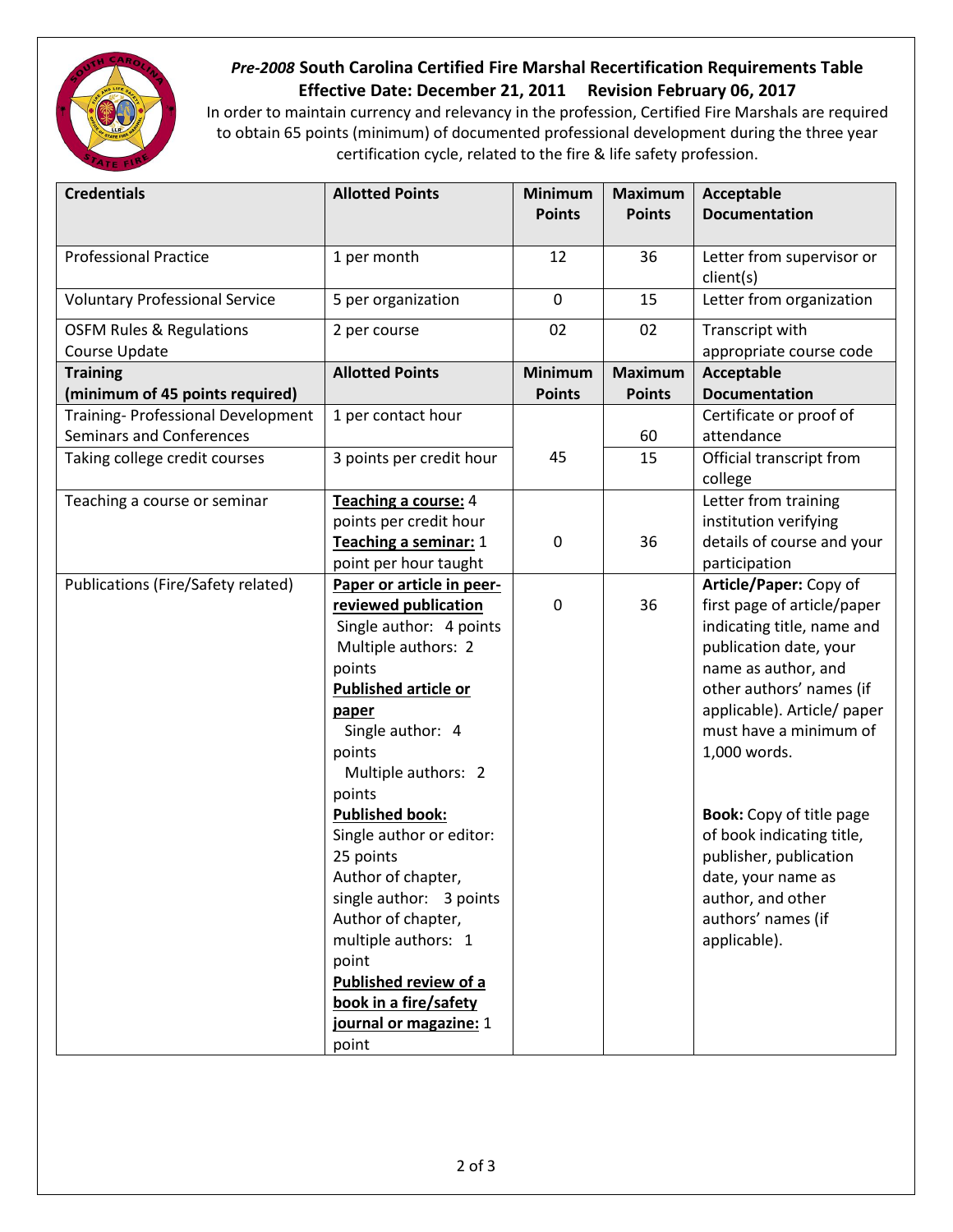## *Pre-2008* South Carolina Certified Fire Marshal Recertification Requirements Table

**Effective Date: December 21, 2011 Revision February 06, 2017**

In order to maintain currency and relevancy in the profession, Certified Fire Marshals are required to obtain 65 points (minimum) of documented professional development during the three year certification cycle, related to the fire & life safety profession.

| **Credentials** | **Allotted Points** | **Minimum Points** | **Maximum Points** | **Acceptable Documentation** |
|---|---|---|---|---|
| Professional Practice | 1 per month | 12 | 36 | Letter from supervisor or client(s) |
| Voluntary Professional Service | 5 per organization | 0 | 15 | Letter from organization |
| OSFM Rules & Regulations Course Update | 2 per course | 02 | 02 | Transcript with appropriate course code |
| **Training (minimum of 45 points required)** | **Allotted Points** | **Minimum Points** | **Maximum Points** | **Acceptable Documentation** |
| Training- Professional Development Seminars and Conferences | 1 per contact hour | 45 | 60 | Certificate or proof of attendance |
| Taking college credit courses | 3 points per credit hour | | 15 | Official transcript from college |
| Teaching a course or seminar | **Teaching a course:** 4 points per credit hour<br>**Teaching a seminar:** 1 point per hour taught | 0 | 36 | Letter from training institution verifying details of course and your participation |
| Publications (Fire/Safety related) | **Paper or article in peer-reviewed publication**<br>Single author: 4 points<br>Multiple authors: 2 points<br>**Published article or paper**<br>Single author: 4 points<br>Multiple authors: 2 points<br>**Published book:**<br>Single author or editor: 25 points<br>Author of chapter, single author: 3 points<br>Author of chapter, multiple authors: 1 point<br>**Published review of a book in a fire/safety journal or magazine:** 1 point | 0 | 36 | **Article/Paper:** Copy of first page of article/paper indicating title, name and publication date, your name as author, and other authors' names (if applicable). Article/ paper must have a minimum of 1,000 words.<br><br>**Book:** Copy of title page of book indicating title, publisher, publication date, your name as author, and other authors' names (if applicable). |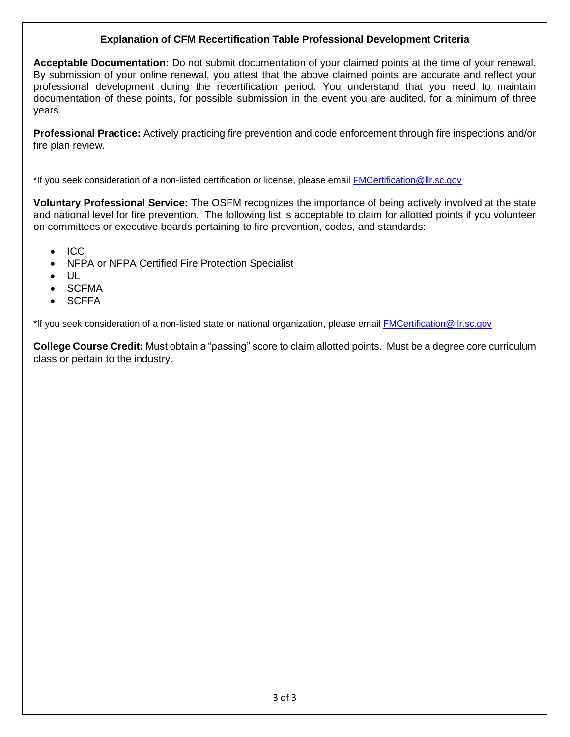### Explanation of CFM Recertification Table Professional Development Criteria

**Acceptable Documentation:** Do not submit documentation of your claimed points at the time of your renewal. By submission of your online renewal, you attest that the above claimed points are accurate and reflect your professional development during the recertification period. You understand that you need to maintain documentation of these points, for possible submission in the event you are audited, for a minimum of three years.

**Professional Practice:** Actively practicing fire prevention and code enforcement through fire inspections and/or fire plan review.

*If you seek consideration of a non-listed certification or license, please email FMCertification@llr.sc.gov

**Voluntary Professional Service:** The OSFM recognizes the importance of being actively involved at the state and national level for fire prevention. The following list is acceptable to claim for allotted points if you volunteer on committees or executive boards pertaining to fire prevention, codes, and standards:

- ICC
- NFPA or NFPA Certified Fire Protection Specialist
- UL
- SCFMA
- SCFFA

*If you seek consideration of a non-listed state or national organization, please email FMCertification@llr.sc.gov

**College Course Credit:** Must obtain a "passing" score to claim allotted points. Must be a degree core curriculum class or pertain to the industry.